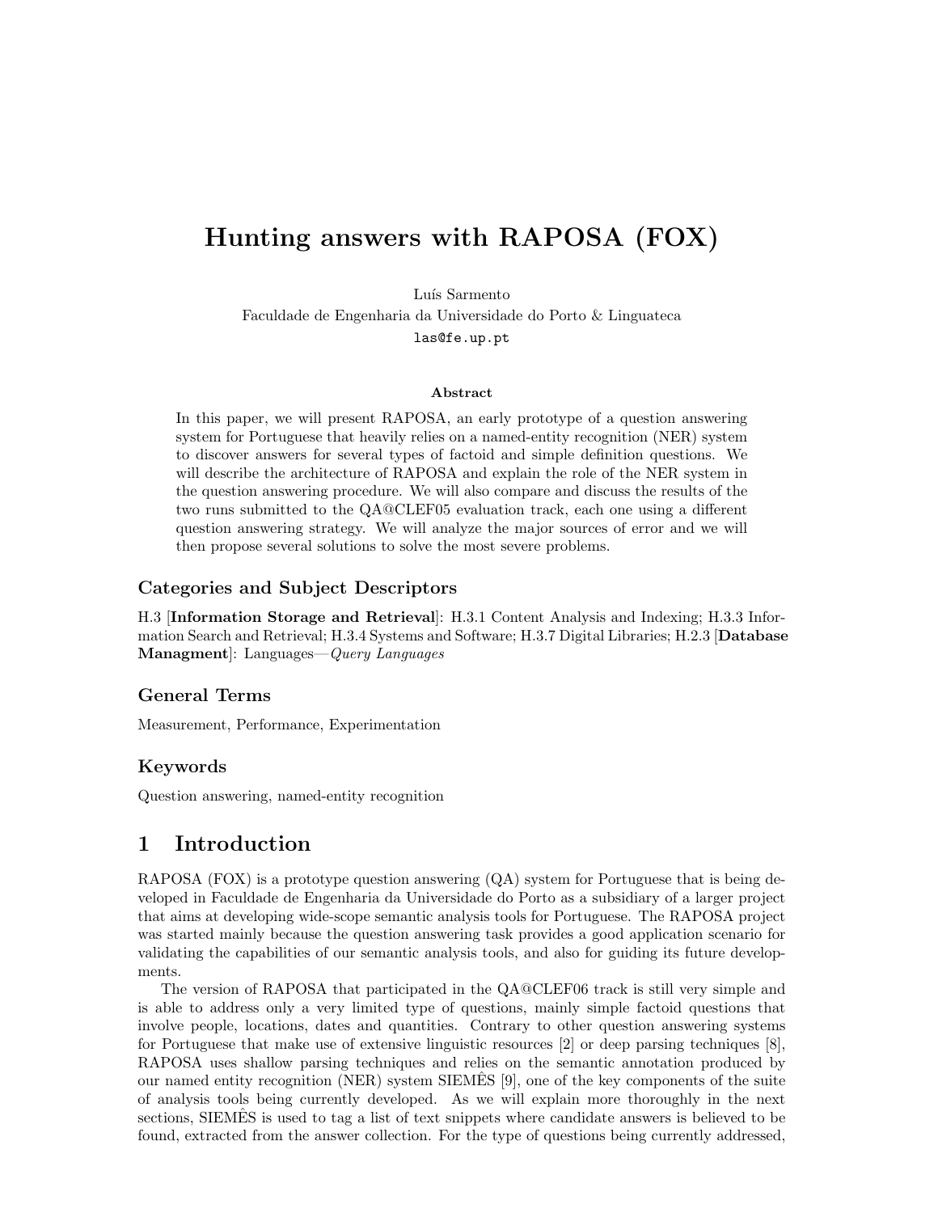# Hunting answers with RAPOSA (FOX)

Luís Sarmento
Faculdade de Engenharia da Universidade do Porto & Linguateca
las@fe.up.pt

**Abstract**

In this paper, we will present RAPOSA, an early prototype of a question answering system for Portuguese that heavily relies on a named-entity recognition (NER) system to discover answers for several types of factoid and simple definition questions. We will describe the architecture of RAPOSA and explain the role of the NER system in the question answering procedure. We will also compare and discuss the results of the two runs submitted to the QA@CLEF05 evaluation track, each one using a different question answering strategy. We will analyze the major sources of error and we will then propose several solutions to solve the most severe problems.

### Categories and Subject Descriptors

H.3 [**Information Storage and Retrieval**]: H.3.1 Content Analysis and Indexing; H.3.3 Information Search and Retrieval; H.3.4 Systems and Software; H.3.7 Digital Libraries; H.2.3 [**Database Managment**]: Languages—*Query Languages*

### General Terms

Measurement, Performance, Experimentation

### Keywords

Question answering, named-entity recognition

## 1 Introduction

RAPOSA (FOX) is a prototype question answering (QA) system for Portuguese that is being developed in Faculdade de Engenharia da Universidade do Porto as a subsidiary of a larger project that aims at developing wide-scope semantic analysis tools for Portuguese. The RAPOSA project was started mainly because the question answering task provides a good application scenario for validating the capabilities of our semantic analysis tools, and also for guiding its future developments.

The version of RAPOSA that participated in the QA@CLEF06 track is still very simple and is able to address only a very limited type of questions, mainly simple factoid questions that involve people, locations, dates and quantities. Contrary to other question answering systems for Portuguese that make use of extensive linguistic resources [2] or deep parsing techniques [8], RAPOSA uses shallow parsing techniques and relies on the semantic annotation produced by our named entity recognition (NER) system SIEMÊS [9], one of the key components of the suite of analysis tools being currently developed. As we will explain more thoroughly in the next sections, SIEMÊS is used to tag a list of text snippets where candidate answers is believed to be found, extracted from the answer collection. For the type of questions being currently addressed,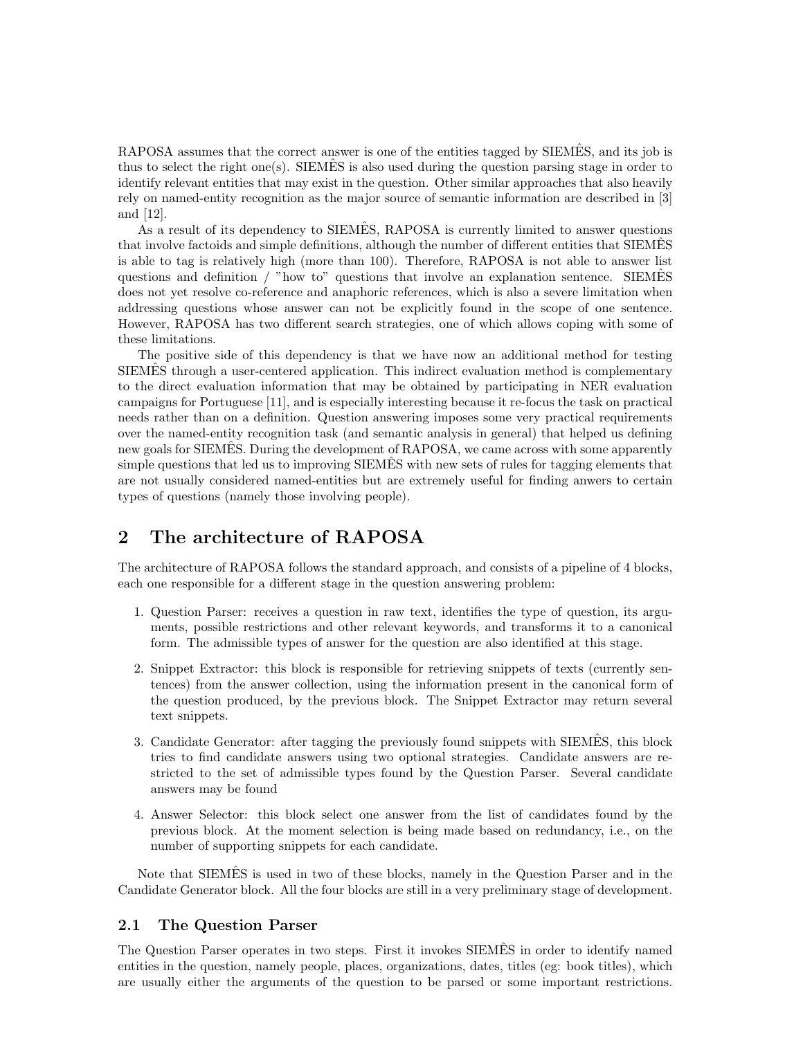RAPOSA assumes that the correct answer is one of the entities tagged by SIEMÊS, and its job is thus to select the right one(s). SIEMÊS is also used during the question parsing stage in order to identify relevant entities that may exist in the question. Other similar approaches that also heavily rely on named-entity recognition as the major source of semantic information are described in [3] and [12].

As a result of its dependency to SIEMÊS, RAPOSA is currently limited to answer questions that involve factoids and simple definitions, although the number of different entities that SIEMÊS is able to tag is relatively high (more than 100). Therefore, RAPOSA is not able to answer list questions and definition / "how to" questions that involve an explanation sentence. SIEMÊS does not yet resolve co-reference and anaphoric references, which is also a severe limitation when addressing questions whose answer can not be explicitly found in the scope of one sentence. However, RAPOSA has two different search strategies, one of which allows coping with some of these limitations.

The positive side of this dependency is that we have now an additional method for testing SIEMÊS through a user-centered application. This indirect evaluation method is complementary to the direct evaluation information that may be obtained by participating in NER evaluation campaigns for Portuguese [11], and is especially interesting because it re-focus the task on practical needs rather than on a definition. Question answering imposes some very practical requirements over the named-entity recognition task (and semantic analysis in general) that helped us defining new goals for SIEMÊS. During the development of RAPOSA, we came across with some apparently simple questions that led us to improving SIEMÊS with new sets of rules for tagging elements that are not usually considered named-entities but are extremely useful for finding anwers to certain types of questions (namely those involving people).

# 2 The architecture of RAPOSA

The architecture of RAPOSA follows the standard approach, and consists of a pipeline of 4 blocks, each one responsible for a different stage in the question answering problem:

1. Question Parser: receives a question in raw text, identifies the type of question, its arguments, possible restrictions and other relevant keywords, and transforms it to a canonical form. The admissible types of answer for the question are also identified at this stage.
2. Snippet Extractor: this block is responsible for retrieving snippets of texts (currently sentences) from the answer collection, using the information present in the canonical form of the question produced, by the previous block. The Snippet Extractor may return several text snippets.
3. Candidate Generator: after tagging the previously found snippets with SIEMÊS, this block tries to find candidate answers using two optional strategies. Candidate answers are restricted to the set of admissible types found by the Question Parser. Several candidate answers may be found
4. Answer Selector: this block select one answer from the list of candidates found by the previous block. At the moment selection is being made based on redundancy, i.e., on the number of supporting snippets for each candidate.

Note that SIEMÊS is used in two of these blocks, namely in the Question Parser and in the Candidate Generator block. All the four blocks are still in a very preliminary stage of development.

## 2.1 The Question Parser

The Question Parser operates in two steps. First it invokes SIEMÊS in order to identify named entities in the question, namely people, places, organizations, dates, titles (eg: book titles), which are usually either the arguments of the question to be parsed or some important restrictions.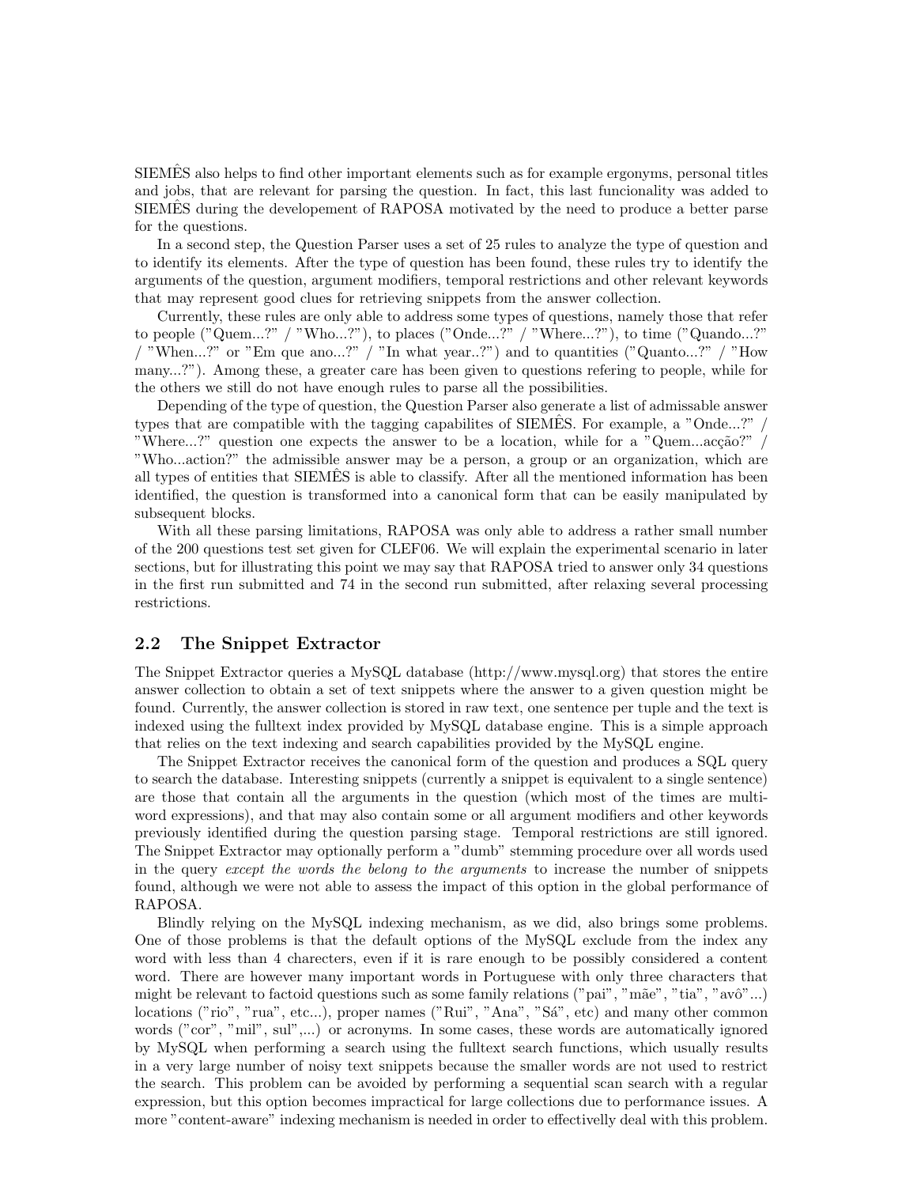SIEMÊS also helps to find other important elements such as for example ergonyms, personal titles and jobs, that are relevant for parsing the question. In fact, this last funcionality was added to SIEMÊS during the developement of RAPOSA motivated by the need to produce a better parse for the questions.

In a second step, the Question Parser uses a set of 25 rules to analyze the type of question and to identify its elements. After the type of question has been found, these rules try to identify the arguments of the question, argument modifiers, temporal restrictions and other relevant keywords that may represent good clues for retrieving snippets from the answer collection.

Currently, these rules are only able to address some types of questions, namely those that refer to people ("Quem...?" / "Who...?"), to places ("Onde...?" / "Where...?"), to time ("Quando...?" / "When...?" or "Em que ano...?" / "In what year..?") and to quantities ("Quanto...?" / "How many...?"). Among these, a greater care has been given to questions refering to people, while for the others we still do not have enough rules to parse all the possibilities.

Depending of the type of question, the Question Parser also generate a list of admissable answer types that are compatible with the tagging capabilites of SIEMÊS. For example, a "Onde...?" / "Where...?" question one expects the answer to be a location, while for a "Quem...acção?" / "Who...action?" the admissible answer may be a person, a group or an organization, which are all types of entities that SIEMÊS is able to classify. After all the mentioned information has been identified, the question is transformed into a canonical form that can be easily manipulated by subsequent blocks.

With all these parsing limitations, RAPOSA was only able to address a rather small number of the 200 questions test set given for CLEF06. We will explain the experimental scenario in later sections, but for illustrating this point we may say that RAPOSA tried to answer only 34 questions in the first run submitted and 74 in the second run submitted, after relaxing several processing restrictions.

## 2.2 The Snippet Extractor

The Snippet Extractor queries a MySQL database (http://www.mysql.org) that stores the entire answer collection to obtain a set of text snippets where the answer to a given question might be found. Currently, the answer collection is stored in raw text, one sentence per tuple and the text is indexed using the fulltext index provided by MySQL database engine. This is a simple approach that relies on the text indexing and search capabilities provided by the MySQL engine.

The Snippet Extractor receives the canonical form of the question and produces a SQL query to search the database. Interesting snippets (currently a snippet is equivalent to a single sentence) are those that contain all the arguments in the question (which most of the times are multi-word expressions), and that may also contain some or all argument modifiers and other keywords previously identified during the question parsing stage. Temporal restrictions are still ignored. The Snippet Extractor may optionally perform a "dumb" stemming procedure over all words used in the query *except the words the belong to the arguments* to increase the number of snippets found, although we were not able to assess the impact of this option in the global performance of RAPOSA.

Blindly relying on the MySQL indexing mechanism, as we did, also brings some problems. One of those problems is that the default options of the MySQL exclude from the index any word with less than 4 charecters, even if it is rare enough to be possibly considered a content word. There are however many important words in Portuguese with only three characters that might be relevant to factoid questions such as some family relations ("pai", "mãe", "tia", "avô"...) locations ("rio", "rua", etc...), proper names ("Rui", "Ana", "Sá", etc) and many other common words ("cor", "mil", sul",...) or acronyms. In some cases, these words are automatically ignored by MySQL when performing a search using the fulltext search functions, which usually results in a very large number of noisy text snippets because the smaller words are not used to restrict the search. This problem can be avoided by performing a sequential scan search with a regular expression, but this option becomes impractical for large collections due to performance issues. A more "content-aware" indexing mechanism is needed in order to effectivelly deal with this problem.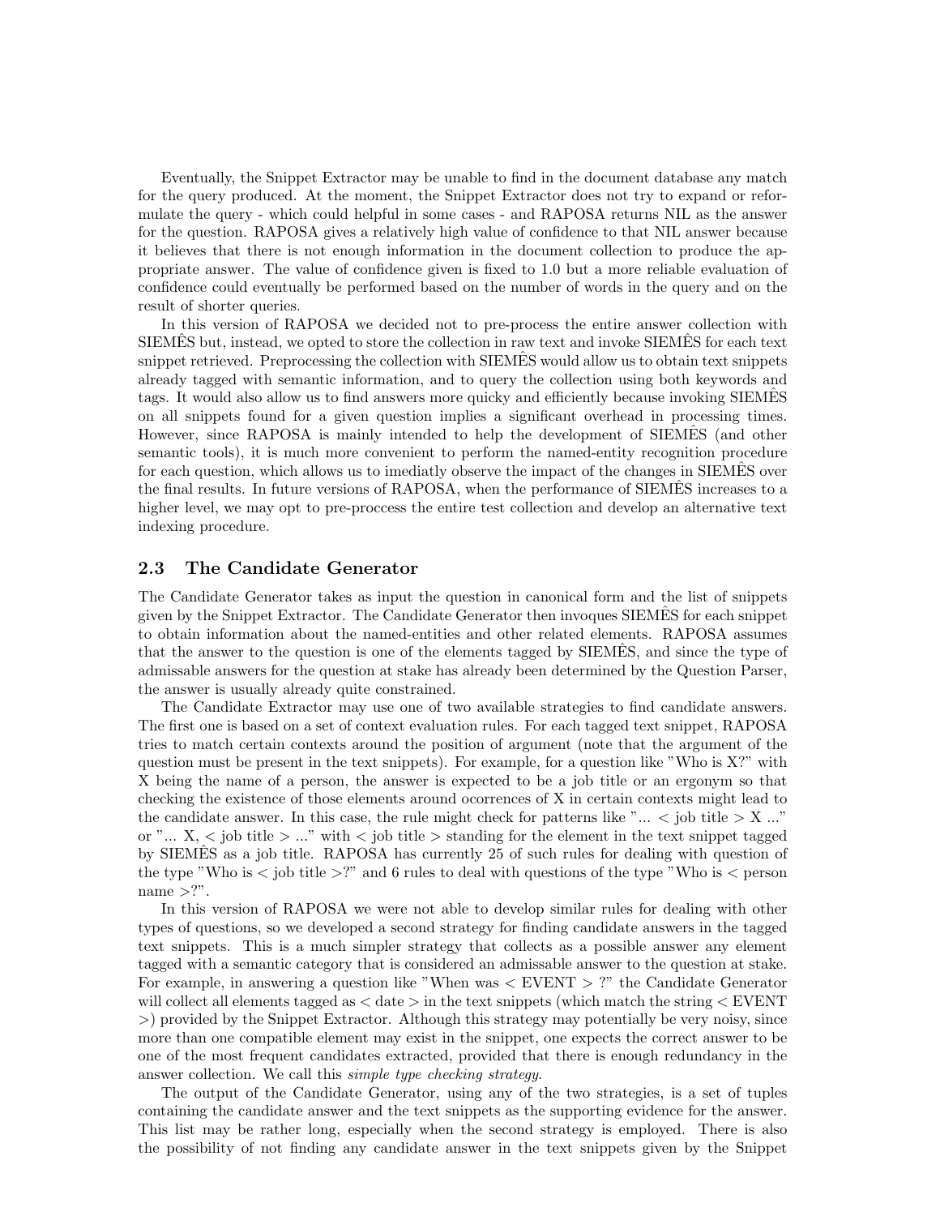Eventually, the Snippet Extractor may be unable to find in the document database any match for the query produced. At the moment, the Snippet Extractor does not try to expand or reformulate the query - which could helpful in some cases - and RAPOSA returns NIL as the answer for the question. RAPOSA gives a relatively high value of confidence to that NIL answer because it believes that there is not enough information in the document collection to produce the appropriate answer. The value of confidence given is fixed to 1.0 but a more reliable evaluation of confidence could eventually be performed based on the number of words in the query and on the result of shorter queries.

In this version of RAPOSA we decided not to pre-process the entire answer collection with SIEMÊS but, instead, we opted to store the collection in raw text and invoke SIEMÊS for each text snippet retrieved. Preprocessing the collection with SIEMÊS would allow us to obtain text snippets already tagged with semantic information, and to query the collection using both keywords and tags. It would also allow us to find answers more quicky and efficiently because invoking SIEMÊS on all snippets found for a given question implies a significant overhead in processing times. However, since RAPOSA is mainly intended to help the development of SIEMÊS (and other semantic tools), it is much more convenient to perform the named-entity recognition procedure for each question, which allows us to imediatly observe the impact of the changes in SIEMÊS over the final results. In future versions of RAPOSA, when the performance of SIEMÊS increases to a higher level, we may opt to pre-proccess the entire test collection and develop an alternative text indexing procedure.

### 2.3 The Candidate Generator

The Candidate Generator takes as input the question in canonical form and the list of snippets given by the Snippet Extractor. The Candidate Generator then invoques SIEMÊS for each snippet to obtain information about the named-entities and other related elements. RAPOSA assumes that the answer to the question is one of the elements tagged by SIEMÊS, and since the type of admissable answers for the question at stake has already been determined by the Question Parser, the answer is usually already quite constrained.

The Candidate Extractor may use one of two available strategies to find candidate answers. The first one is based on a set of context evaluation rules. For each tagged text snippet, RAPOSA tries to match certain contexts around the position of argument (note that the argument of the question must be present in the text snippets). For example, for a question like "Who is X?" with X being the name of a person, the answer is expected to be a job title or an ergonym so that checking the existence of those elements around ocorrences of X in certain contexts might lead to the candidate answer. In this case, the rule might check for patterns like "... < job title > X ..." or "... X, < job title > ..." with < job title > standing for the element in the text snippet tagged by SIEMÊS as a job title. RAPOSA has currently 25 of such rules for dealing with question of the type "Who is < job title >?" and 6 rules to deal with questions of the type "Who is < person name >?".

In this version of RAPOSA we were not able to develop similar rules for dealing with other types of questions, so we developed a second strategy for finding candidate answers in the tagged text snippets. This is a much simpler strategy that collects as a possible answer any element tagged with a semantic category that is considered an admissable answer to the question at stake. For example, in answering a question like "When was < EVENT > ?" the Candidate Generator will collect all elements tagged as < date > in the text snippets (which match the string < EVENT >) provided by the Snippet Extractor. Although this strategy may potentially be very noisy, since more than one compatible element may exist in the snippet, one expects the correct answer to be one of the most frequent candidates extracted, provided that there is enough redundancy in the answer collection. We call this *simple type checking strategy*.

The output of the Candidate Generator, using any of the two strategies, is a set of tuples containing the candidate answer and the text snippets as the supporting evidence for the answer. This list may be rather long, especially when the second strategy is employed. There is also the possibility of not finding any candidate answer in the text snippets given by the Snippet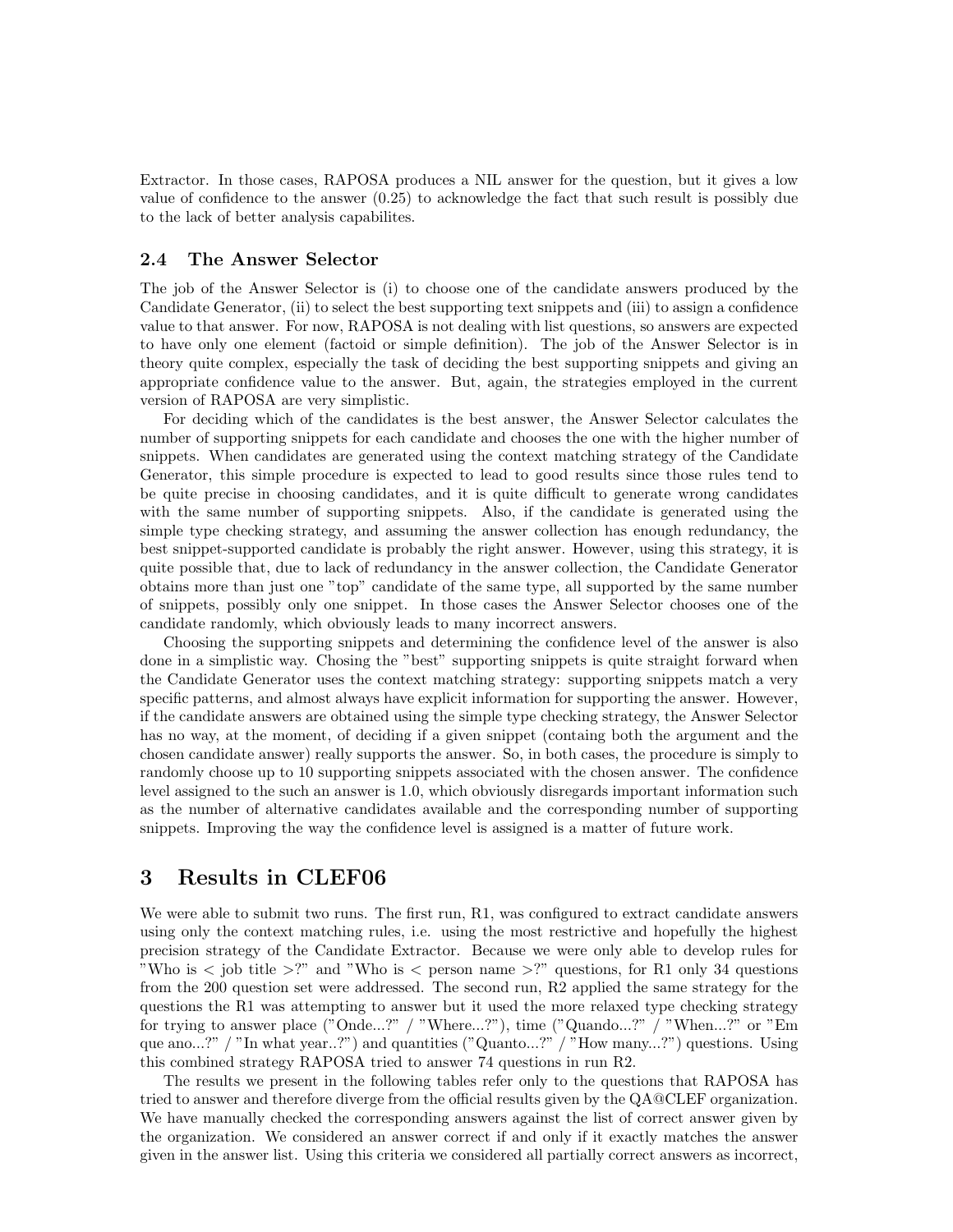Extractor. In those cases, RAPOSA produces a NIL answer for the question, but it gives a low value of confidence to the answer (0.25) to acknowledge the fact that such result is possibly due to the lack of better analysis capabilites.

### 2.4 The Answer Selector

The job of the Answer Selector is (i) to choose one of the candidate answers produced by the Candidate Generator, (ii) to select the best supporting text snippets and (iii) to assign a confidence value to that answer. For now, RAPOSA is not dealing with list questions, so answers are expected to have only one element (factoid or simple definition). The job of the Answer Selector is in theory quite complex, especially the task of deciding the best supporting snippets and giving an appropriate confidence value to the answer. But, again, the strategies employed in the current version of RAPOSA are very simplistic.

For deciding which of the candidates is the best answer, the Answer Selector calculates the number of supporting snippets for each candidate and chooses the one with the higher number of snippets. When candidates are generated using the context matching strategy of the Candidate Generator, this simple procedure is expected to lead to good results since those rules tend to be quite precise in choosing candidates, and it is quite difficult to generate wrong candidates with the same number of supporting snippets. Also, if the candidate is generated using the simple type checking strategy, and assuming the answer collection has enough redundancy, the best snippet-supported candidate is probably the right answer. However, using this strategy, it is quite possible that, due to lack of redundancy in the answer collection, the Candidate Generator obtains more than just one "top" candidate of the same type, all supported by the same number of snippets, possibly only one snippet. In those cases the Answer Selector chooses one of the candidate randomly, which obviously leads to many incorrect answers.

Choosing the supporting snippets and determining the confidence level of the answer is also done in a simplistic way. Chosing the "best" supporting snippets is quite straight forward when the Candidate Generator uses the context matching strategy: supporting snippets match a very specific patterns, and almost always have explicit information for supporting the answer. However, if the candidate answers are obtained using the simple type checking strategy, the Answer Selector has no way, at the moment, of deciding if a given snippet (containg both the argument and the chosen candidate answer) really supports the answer. So, in both cases, the procedure is simply to randomly choose up to 10 supporting snippets associated with the chosen answer. The confidence level assigned to the such an answer is 1.0, which obviously disregards important information such as the number of alternative candidates available and the corresponding number of supporting snippets. Improving the way the confidence level is assigned is a matter of future work.

## 3 Results in CLEF06

We were able to submit two runs. The first run, R1, was configured to extract candidate answers using only the context matching rules, i.e. using the most restrictive and hopefully the highest precision strategy of the Candidate Extractor. Because we were only able to develop rules for "Who is < job title >?" and "Who is < person name >?" questions, for R1 only 34 questions from the 200 question set were addressed. The second run, R2 applied the same strategy for the questions the R1 was attempting to answer but it used the more relaxed type checking strategy for trying to answer place ("Onde...?" / "Where...?"), time ("Quando...?" / "When...?" or "Em que ano...?" / "In what year..?") and quantities ("Quanto...?" / "How many...?") questions. Using this combined strategy RAPOSA tried to answer 74 questions in run R2.

The results we present in the following tables refer only to the questions that RAPOSA has tried to answer and therefore diverge from the official results given by the QA@CLEF organization. We have manually checked the corresponding answers against the list of correct answer given by the organization. We considered an answer correct if and only if it exactly matches the answer given in the answer list. Using this criteria we considered all partially correct answers as incorrect,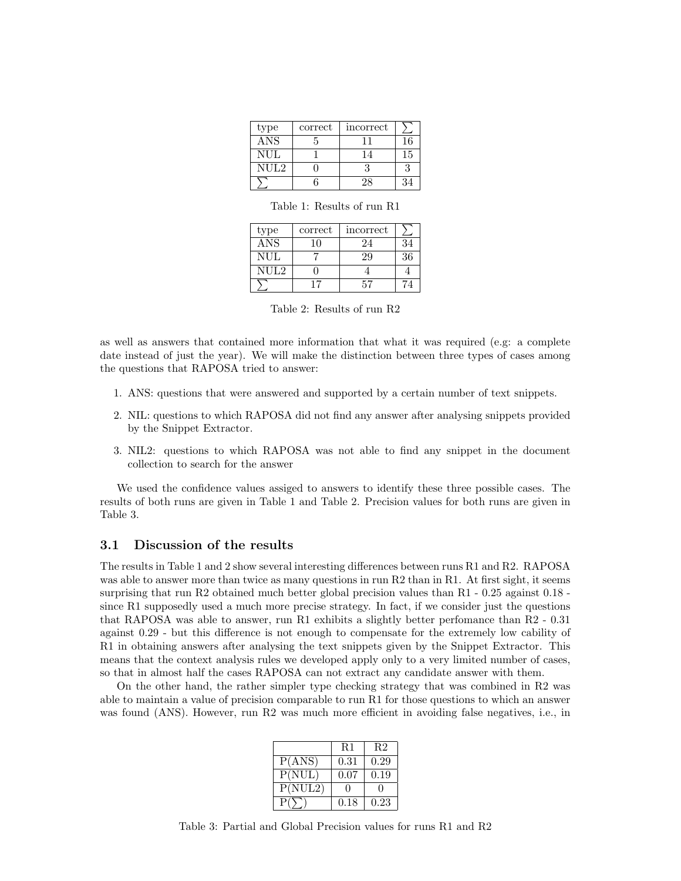| type | correct | incorrect | $\sum$ |
|---|---|---|---|
| ANS | 5 | 11 | 16 |
| NUL | 1 | 14 | 15 |
| NUL2 | 0 | 3 | 3 |
| $\sum$ | 6 | 28 | 34 |

Table 1: Results of run R1

| type | correct | incorrect | $\sum$ |
|---|---|---|---|
| ANS | 10 | 24 | 34 |
| NUL | 7 | 29 | 36 |
| NUL2 | 0 | 4 | 4 |
| $\sum$ | 17 | 57 | 74 |

Table 2: Results of run R2

as well as answers that contained more information that what it was required (e.g: a complete date instead of just the year). We will make the distinction between three types of cases among the questions that RAPOSA tried to answer:

1. ANS: questions that were answered and supported by a certain number of text snippets.
2. NIL: questions to which RAPOSA did not find any answer after analysing snippets provided by the Snippet Extractor.
3. NIL2: questions to which RAPOSA was not able to find any snippet in the document collection to search for the answer

We used the confidence values assiged to answers to identify these three possible cases. The results of both runs are given in Table 1 and Table 2. Precision values for both runs are given in Table 3.

### 3.1 Discussion of the results

The results in Table 1 and 2 show several interesting differences between runs R1 and R2. RAPOSA was able to answer more than twice as many questions in run R2 than in R1. At first sight, it seems surprising that run R2 obtained much better global precision values than R1 - 0.25 against 0.18 - since R1 supposedly used a much more precise strategy. In fact, if we consider just the questions that RAPOSA was able to answer, run R1 exhibits a slightly better perfomance than R2 - 0.31 against 0.29 - but this difference is not enough to compensate for the extremely low cability of R1 in obtaining answers after analysing the text snippets given by the Snippet Extractor. This means that the context analysis rules we developed apply only to a very limited number of cases, so that in almost half the cases RAPOSA can not extract any candidate answer with them.

On the other hand, the rather simpler type checking strategy that was combined in R2 was able to maintain a value of precision comparable to run R1 for those questions to which an answer was found (ANS). However, run R2 was much more efficient in avoiding false negatives, i.e., in

| | R1 | R2 |
|---|---|---|
| P(ANS) | 0.31 | 0.29 |
| P(NUL) | 0.07 | 0.19 |
| P(NUL2) | 0 | 0 |
| P($\sum$) | 0.18 | 0.23 |

Table 3: Partial and Global Precision values for runs R1 and R2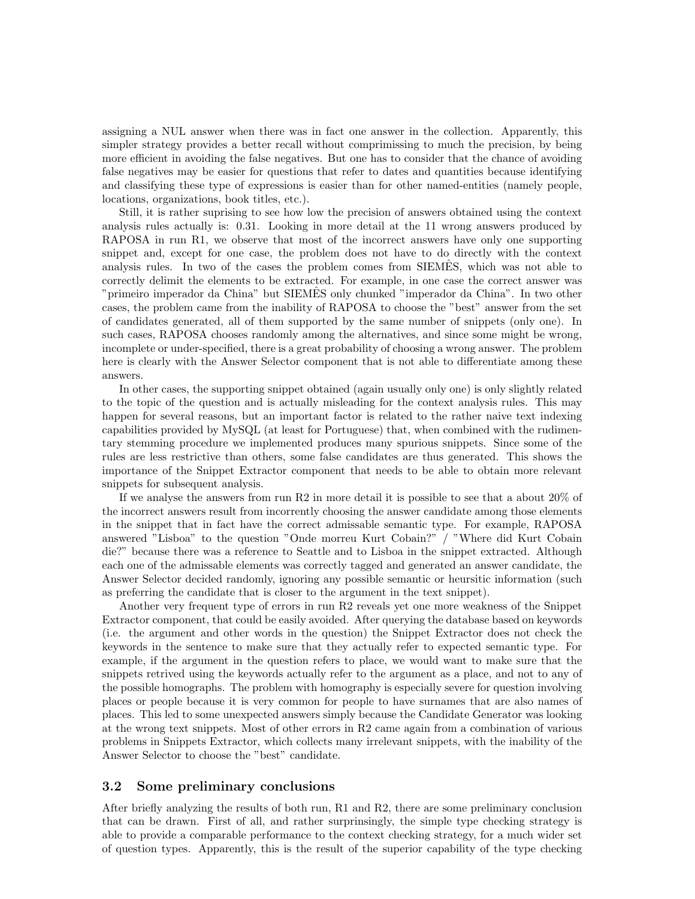assigning a NUL answer when there was in fact one answer in the collection. Apparently, this simpler strategy provides a better recall without comprimissing to much the precision, by being more efficient in avoiding the false negatives. But one has to consider that the chance of avoiding false negatives may be easier for questions that refer to dates and quantities because identifying and classifying these type of expressions is easier than for other named-entities (namely people, locations, organizations, book titles, etc.).

Still, it is rather suprising to see how low the precision of answers obtained using the context analysis rules actually is: 0.31. Looking in more detail at the 11 wrong answers produced by RAPOSA in run R1, we observe that most of the incorrect answers have only one supporting snippet and, except for one case, the problem does not have to do directly with the context analysis rules. In two of the cases the problem comes from SIEMÊS, which was not able to correctly delimit the elements to be extracted. For example, in one case the correct answer was "primeiro imperador da China" but SIEMÊS only chunked "imperador da China". In two other cases, the problem came from the inability of RAPOSA to choose the "best" answer from the set of candidates generated, all of them supported by the same number of snippets (only one). In such cases, RAPOSA chooses randomly among the alternatives, and since some might be wrong, incomplete or under-specified, there is a great probability of choosing a wrong answer. The problem here is clearly with the Answer Selector component that is not able to differentiate among these answers.

In other cases, the supporting snippet obtained (again usually only one) is only slightly related to the topic of the question and is actually misleading for the context analysis rules. This may happen for several reasons, but an important factor is related to the rather naive text indexing capabilities provided by MySQL (at least for Portuguese) that, when combined with the rudimentary stemming procedure we implemented produces many spurious snippets. Since some of the rules are less restrictive than others, some false candidates are thus generated. This shows the importance of the Snippet Extractor component that needs to be able to obtain more relevant snippets for subsequent analysis.

If we analyse the answers from run R2 in more detail it is possible to see that a about 20% of the incorrect answers result from incorrently choosing the answer candidate among those elements in the snippet that in fact have the correct admissable semantic type. For example, RAPOSA answered "Lisboa" to the question "Onde morreu Kurt Cobain?" / "Where did Kurt Cobain die?" because there was a reference to Seattle and to Lisboa in the snippet extracted. Although each one of the admissable elements was correctly tagged and generated an answer candidate, the Answer Selector decided randomly, ignoring any possible semantic or heursitic information (such as preferring the candidate that is closer to the argument in the text snippet).

Another very frequent type of errors in run R2 reveals yet one more weakness of the Snippet Extractor component, that could be easily avoided. After querying the database based on keywords (i.e. the argument and other words in the question) the Snippet Extractor does not check the keywords in the sentence to make sure that they actually refer to expected semantic type. For example, if the argument in the question refers to place, we would want to make sure that the snippets retrived using the keywords actually refer to the argument as a place, and not to any of the possible homographs. The problem with homography is especially severe for question involving places or people because it is very common for people to have surnames that are also names of places. This led to some unexpected answers simply because the Candidate Generator was looking at the wrong text snippets. Most of other errors in R2 came again from a combination of various problems in Snippets Extractor, which collects many irrelevant snippets, with the inability of the Answer Selector to choose the "best" candidate.

### 3.2 Some preliminary conclusions

After briefly analyzing the results of both run, R1 and R2, there are some preliminary conclusion that can be drawn. First of all, and rather surprinsingly, the simple type checking strategy is able to provide a comparable performance to the context checking strategy, for a much wider set of question types. Apparently, this is the result of the superior capability of the type checking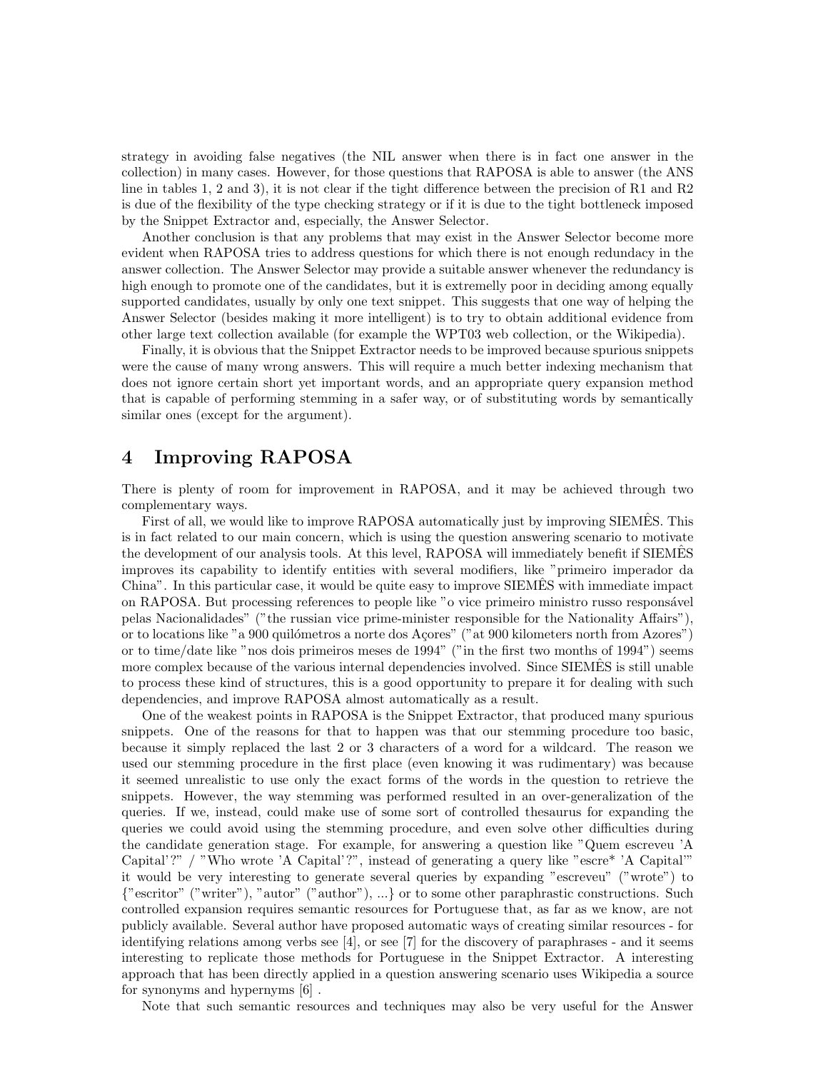strategy in avoiding false negatives (the NIL answer when there is in fact one answer in the collection) in many cases. However, for those questions that RAPOSA is able to answer (the ANS line in tables 1, 2 and 3), it is not clear if the tight difference between the precision of R1 and R2 is due of the flexibility of the type checking strategy or if it is due to the tight bottleneck imposed by the Snippet Extractor and, especially, the Answer Selector.

Another conclusion is that any problems that may exist in the Answer Selector become more evident when RAPOSA tries to address questions for which there is not enough redundancy in the answer collection. The Answer Selector may provide a suitable answer whenever the redundancy is high enough to promote one of the candidates, but it is extremelly poor in deciding among equally supported candidates, usually by only one text snippet. This suggests that one way of helping the Answer Selector (besides making it more intelligent) is to try to obtain additional evidence from other large text collection available (for example the WPT03 web collection, or the Wikipedia).

Finally, it is obvious that the Snippet Extractor needs to be improved because spurious snippets were the cause of many wrong answers. This will require a much better indexing mechanism that does not ignore certain short yet important words, and an appropriate query expansion method that is capable of performing stemming in a safer way, or of substituting words by semantically similar ones (except for the argument).

# 4 Improving RAPOSA

There is plenty of room for improvement in RAPOSA, and it may be achieved through two complementary ways.

First of all, we would like to improve RAPOSA automatically just by improving SIEMÊS. This is in fact related to our main concern, which is using the question answering scenario to motivate the development of our analysis tools. At this level, RAPOSA will immediately benefit if SIEMÊS improves its capability to identify entities with several modifiers, like "primeiro imperador da China". In this particular case, it would be quite easy to improve SIEMÊS with immediate impact on RAPOSA. But processing references to people like "o vice primeiro ministro russo responsável pelas Nacionalidades" ("the russian vice prime-minister responsible for the Nationality Affairs"), or to locations like "a 900 quilómetros a norte dos Açores" ("at 900 kilometers north from Azores") or to time/date like "nos dois primeiros meses de 1994" ("in the first two months of 1994") seems more complex because of the various internal dependencies involved. Since SIEMÊS is still unable to process these kind of structures, this is a good opportunity to prepare it for dealing with such dependencies, and improve RAPOSA almost automatically as a result.

One of the weakest points in RAPOSA is the Snippet Extractor, that produced many spurious snippets. One of the reasons for that to happen was that our stemming procedure too basic, because it simply replaced the last 2 or 3 characters of a word for a wildcard. The reason we used our stemming procedure in the first place (even knowing it was rudimentary) was because it seemed unrealistic to use only the exact forms of the words in the question to retrieve the snippets. However, the way stemming was performed resulted in an over-generalization of the queries. If we, instead, could make use of some sort of controlled thesaurus for expanding the queries we could avoid using the stemming procedure, and even solve other difficulties during the candidate generation stage. For example, for answering a question like "Quem escreveu 'A Capital'?" / "Who wrote 'A Capital'?", instead of generating a query like "escre* 'A Capital'" it would be very interesting to generate several queries by expanding "escreveu" ("wrote") to {"escritor" ("writer"), "autor" ("author"), ...} or to some other paraphrastic constructions. Such controlled expansion requires semantic resources for Portuguese that, as far as we know, are not publicly available. Several author have proposed automatic ways of creating similar resources - for identifying relations among verbs see [4], or see [7] for the discovery of paraphrases - and it seems interesting to replicate those methods for Portuguese in the Snippet Extractor. A interesting approach that has been directly applied in a question answering scenario uses Wikipedia a source for synonyms and hypernyms [6] .

Note that such semantic resources and techniques may also be very useful for the Answer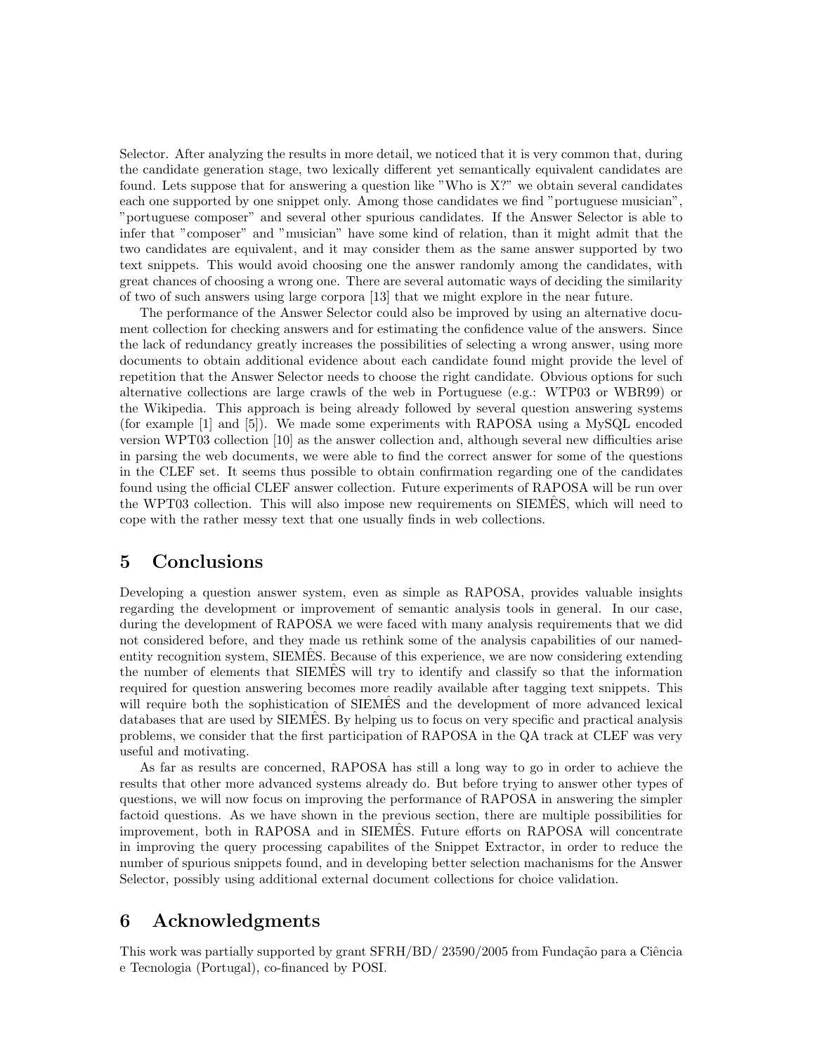Selector. After analyzing the results in more detail, we noticed that it is very common that, during the candidate generation stage, two lexically different yet semantically equivalent candidates are found. Lets suppose that for answering a question like "Who is X?" we obtain several candidates each one supported by one snippet only. Among those candidates we find "portuguese musician", "portuguese composer" and several other spurious candidates. If the Answer Selector is able to infer that "composer" and "musician" have some kind of relation, than it might admit that the two candidates are equivalent, and it may consider them as the same answer supported by two text snippets. This would avoid choosing one the answer randomly among the candidates, with great chances of choosing a wrong one. There are several automatic ways of deciding the similarity of two of such answers using large corpora [13] that we might explore in the near future.

The performance of the Answer Selector could also be improved by using an alternative document collection for checking answers and for estimating the confidence value of the answers. Since the lack of redundancy greatly increases the possibilities of selecting a wrong answer, using more documents to obtain additional evidence about each candidate found might provide the level of repetition that the Answer Selector needs to choose the right candidate. Obvious options for such alternative collections are large crawls of the web in Portuguese (e.g.: WTP03 or WBR99) or the Wikipedia. This approach is being already followed by several question answering systems (for example [1] and [5]). We made some experiments with RAPOSA using a MySQL encoded version WPT03 collection [10] as the answer collection and, although several new difficulties arise in parsing the web documents, we were able to find the correct answer for some of the questions in the CLEF set. It seems thus possible to obtain confirmation regarding one of the candidates found using the official CLEF answer collection. Future experiments of RAPOSA will be run over the WPT03 collection. This will also impose new requirements on SIEMÊS, which will need to cope with the rather messy text that one usually finds in web collections.

## 5 Conclusions

Developing a question answer system, even as simple as RAPOSA, provides valuable insights regarding the development or improvement of semantic analysis tools in general. In our case, during the development of RAPOSA we were faced with many analysis requirements that we did not considered before, and they made us rethink some of the analysis capabilities of our named-entity recognition system, SIEMÊS. Because of this experience, we are now considering extending the number of elements that SIEMÊS will try to identify and classify so that the information required for question answering becomes more readily available after tagging text snippets. This will require both the sophistication of SIEMÊS and the development of more advanced lexical databases that are used by SIEMÊS. By helping us to focus on very specific and practical analysis problems, we consider that the first participation of RAPOSA in the QA track at CLEF was very useful and motivating.

As far as results are concerned, RAPOSA has still a long way to go in order to achieve the results that other more advanced systems already do. But before trying to answer other types of questions, we will now focus on improving the performance of RAPOSA in answering the simpler factoid questions. As we have shown in the previous section, there are multiple possibilities for improvement, both in RAPOSA and in SIEMÊS. Future efforts on RAPOSA will concentrate in improving the query processing capabilites of the Snippet Extractor, in order to reduce the number of spurious snippets found, and in developing better selection machanisms for the Answer Selector, possibly using additional external document collections for choice validation.

## 6 Acknowledgments

This work was partially supported by grant SFRH/BD/ 23590/2005 from Fundação para a Ciência e Tecnologia (Portugal), co-financed by POSI.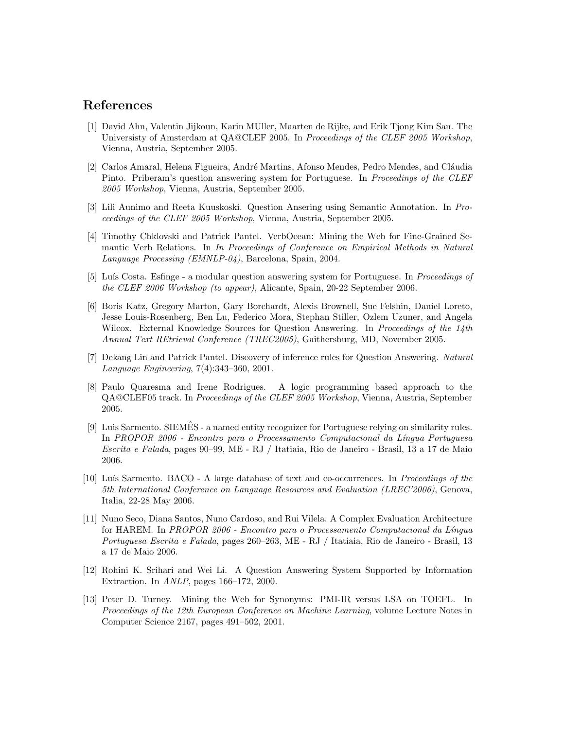## References

[1] David Ahn, Valentin Jijkoun, Karin MUller, Maarten de Rijke, and Erik Tjong Kim San. The Universisty of Amsterdam at QA@CLEF 2005. In *Proceedings of the CLEF 2005 Workshop*, Vienna, Austria, September 2005.

[2] Carlos Amaral, Helena Figueira, André Martins, Afonso Mendes, Pedro Mendes, and Cláudia Pinto. Priberam's question answering system for Portuguese. In *Proceedings of the CLEF 2005 Workshop*, Vienna, Austria, September 2005.

[3] Lili Aunimo and Reeta Kuuskoski. Question Ansering using Semantic Annotation. In *Proceedings of the CLEF 2005 Workshop*, Vienna, Austria, September 2005.

[4] Timothy Chklovski and Patrick Pantel. VerbOcean: Mining the Web for Fine-Grained Semantic Verb Relations. In *In Proceedings of Conference on Empirical Methods in Natural Language Processing (EMNLP-04)*, Barcelona, Spain, 2004.

[5] Luís Costa. Esfinge - a modular question answering system for Portuguese. In *Proceedings of the CLEF 2006 Workshop (to appear)*, Alicante, Spain, 20-22 September 2006.

[6] Boris Katz, Gregory Marton, Gary Borchardt, Alexis Brownell, Sue Felshin, Daniel Loreto, Jesse Louis-Rosenberg, Ben Lu, Federico Mora, Stephan Stiller, Ozlem Uzuner, and Angela Wilcox. External Knowledge Sources for Question Answering. In *Proceedings of the 14th Annual Text REtrieval Conference (TREC2005)*, Gaithersburg, MD, November 2005.

[7] Dekang Lin and Patrick Pantel. Discovery of inference rules for Question Answering. *Natural Language Engineering*, 7(4):343–360, 2001.

[8] Paulo Quaresma and Irene Rodrigues. A logic programming based approach to the QA@CLEF05 track. In *Proceedings of the CLEF 2005 Workshop*, Vienna, Austria, September 2005.

[9] Luis Sarmento. SIEMÊS - a named entity recognizer for Portuguese relying on similarity rules. In *PROPOR 2006 - Encontro para o Processamento Computacional da Língua Portuguesa Escrita e Falada*, pages 90–99, ME - RJ / Itatiaia, Rio de Janeiro - Brasil, 13 a 17 de Maio 2006.

[10] Luís Sarmento. BACO - A large database of text and co-occurrences. In *Proceedings of the 5th International Conference on Language Resources and Evaluation (LREC'2006)*, Genova, Italia, 22-28 May 2006.

[11] Nuno Seco, Diana Santos, Nuno Cardoso, and Rui Vilela. A Complex Evaluation Architecture for HAREM. In *PROPOR 2006 - Encontro para o Processamento Computacional da Língua Portuguesa Escrita e Falada*, pages 260–263, ME - RJ / Itatiaia, Rio de Janeiro - Brasil, 13 a 17 de Maio 2006.

[12] Rohini K. Srihari and Wei Li. A Question Answering System Supported by Information Extraction. In *ANLP*, pages 166–172, 2000.

[13] Peter D. Turney. Mining the Web for Synonyms: PMI-IR versus LSA on TOEFL. In *Proceedings of the 12th European Conference on Machine Learning*, volume Lecture Notes in Computer Science 2167, pages 491–502, 2001.